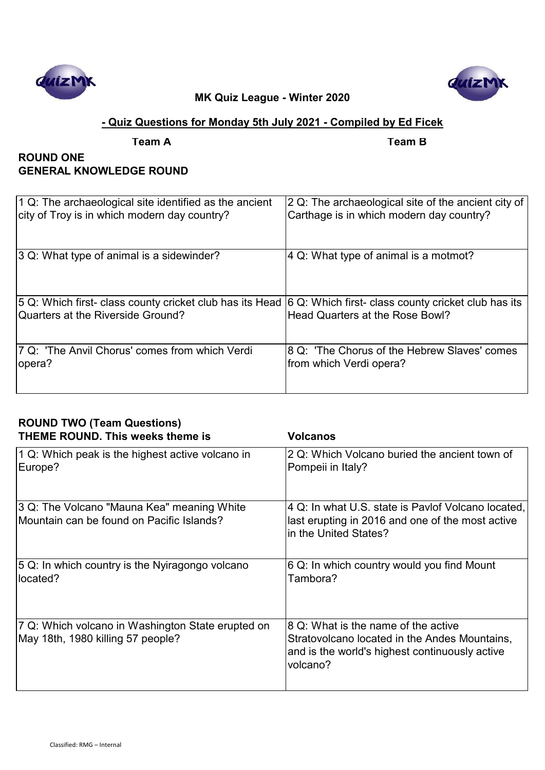**MK Quiz League - Winter 2020**

**- Quiz Questions for Monday 5th July 2021 - Compiled by Ed Ficek**

**Team A** | **Team B**

## ROUND ONE
## GENERAL KNOWLEDGE ROUND

| Team A | Team B |
|---|---|
| 1 Q: The archaeological site identified as the ancient city of Troy is in which modern day country? | 2 Q: The archaeological site of the ancient city of Carthage is in which modern day country? |
| 3 Q: What type of animal is a sidewinder? | 4 Q: What type of animal is a motmot? |
| 5 Q: Which first- class county cricket club has its Head Quarters at the Riverside Ground? | 6 Q: Which first- class county cricket club has its Head Quarters at the Rose Bowl? |
| 7 Q: 'The Anvil Chorus' comes from which Verdi opera? | 8 Q: 'The Chorus of the Hebrew Slaves' comes from which Verdi opera? |

## ROUND TWO (Team Questions)
**THEME ROUND. This weeks theme is** **Volcanos**

| Team A | Team B |
|---|---|
| 1 Q: Which peak is the highest active volcano in Europe? | 2 Q: Which Volcano buried the ancient town of Pompeii in Italy? |
| 3 Q: The Volcano "Mauna Kea" meaning White Mountain can be found on Pacific Islands? | 4 Q: In what U.S. state is Pavlof Volcano located, last erupting in 2016 and one of the most active in the United States? |
| 5 Q: In which country is the Nyiragongo volcano located? | 6 Q: In which country would you find Mount Tambora? |
| 7 Q: Which volcano in Washington State erupted on May 18th, 1980 killing 57 people? | 8 Q: What is the name of the active Stratovolcano located in the Andes Mountains, and is the world's highest continuously active volcano? |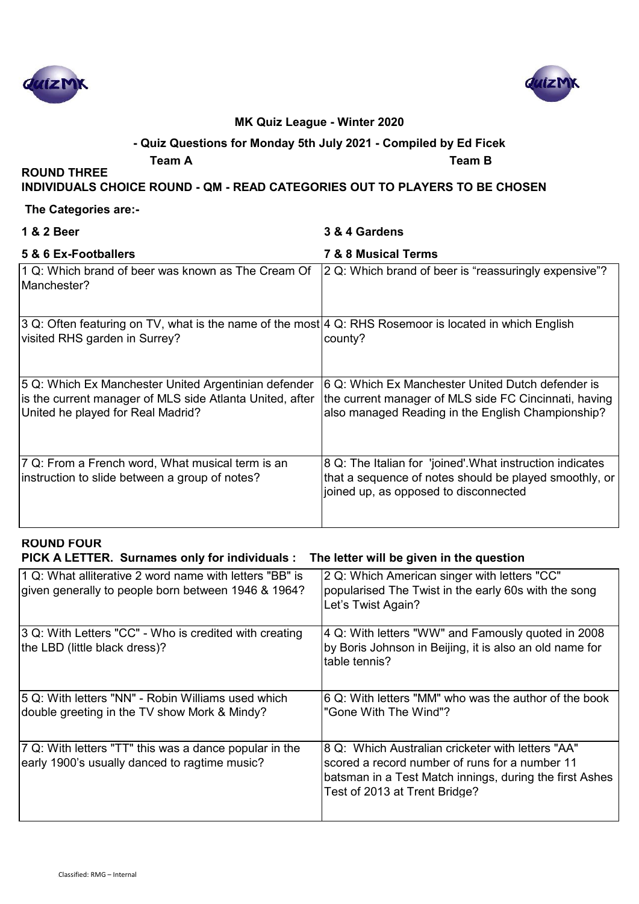**MK Quiz League - Winter 2020**

**- Quiz Questions for Monday 5th July 2021 - Compiled by Ed Ficek**

**Team A** **Team B**

## ROUND THREE

**INDIVIDUALS CHOICE ROUND - QM - READ CATEGORIES OUT TO PLAYERS TO BE CHOSEN**

**The Categories are:-**

| **1 & 2 Beer** | **3 & 4 Gardens** |
|---|---|
| **5 & 6 Ex-Footballers** | **7 & 8 Musical Terms** |
| 1 Q: Which brand of beer was known as The Cream Of Manchester? | 2 Q: Which brand of beer is "reassuringly expensive"? |
| 3 Q: Often featuring on TV, what is the name of the most visited RHS garden in Surrey? | 4 Q: RHS Rosemoor is located in which English county? |
| 5 Q: Which Ex Manchester United Argentinian defender is the current manager of MLS side Atlanta United, after United he played for Real Madrid? | 6 Q: Which Ex Manchester United Dutch defender is the current manager of MLS side FC Cincinnati, having also managed Reading in the English Championship? |
| 7 Q: From a French word, What musical term is an instruction to slide between a group of notes? | 8 Q: The Italian for 'joined'.What instruction indicates that a sequence of notes should be played smoothly, or joined up, as opposed to disconnected |

## ROUND FOUR

**PICK A LETTER. Surnames only for individuals : The letter will be given in the question**

| | |
|---|---|
| 1 Q: What alliterative 2 word name with letters "BB" is given generally to people born between 1946 & 1964? | 2 Q: Which American singer with letters "CC" popularised The Twist in the early 60s with the song Let's Twist Again? |
| 3 Q: With Letters "CC" - Who is credited with creating the LBD (little black dress)? | 4 Q: With letters "WW" and Famously quoted in 2008 by Boris Johnson in Beijing, it is also an old name for table tennis? |
| 5 Q: With letters "NN" - Robin Williams used which double greeting in the TV show Mork & Mindy? | 6 Q: With letters "MM" who was the author of the book "Gone With The Wind"? |
| 7 Q: With letters "TT" this was a dance popular in the early 1900's usually danced to ragtime music? | 8 Q: Which Australian cricketer with letters "AA" scored a record number of runs for a number 11 batsman in a Test Match innings, during the first Ashes Test of 2013 at Trent Bridge? |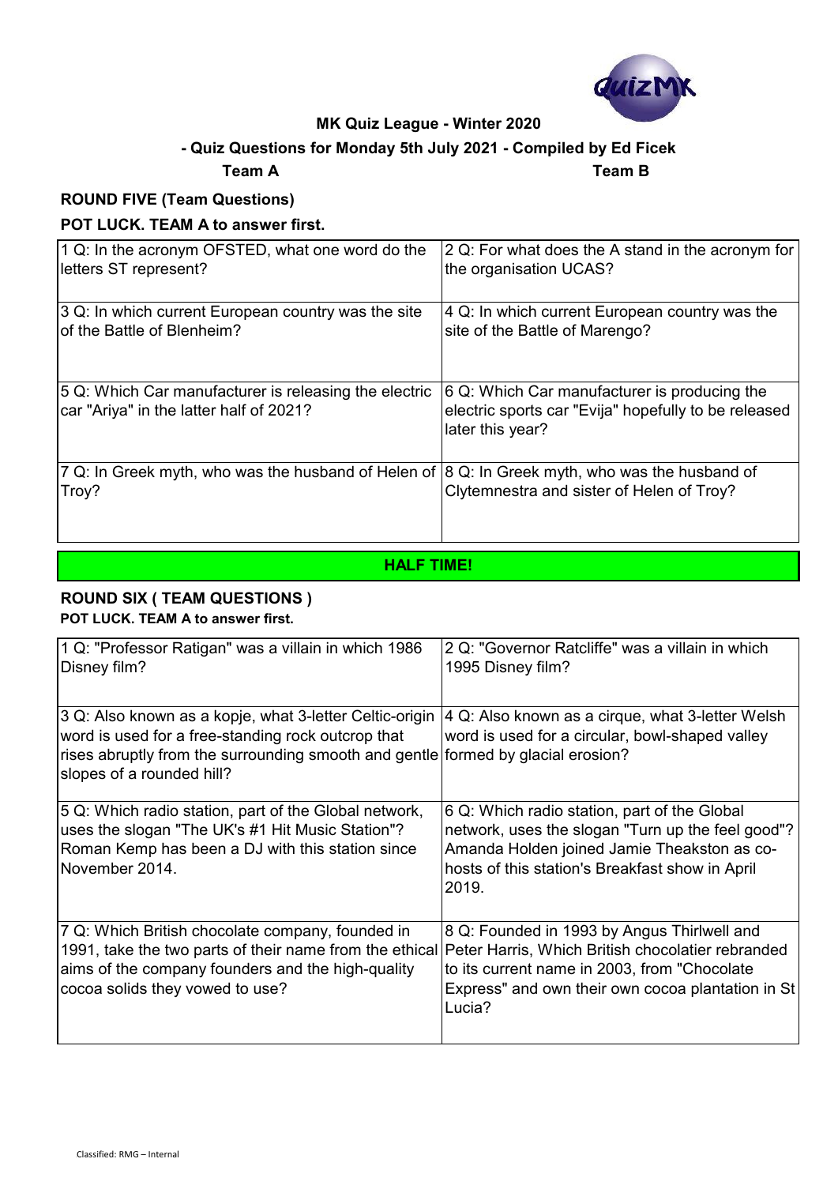**MK Quiz League - Winter 2020**

**- Quiz Questions for Monday 5th July 2021 - Compiled by Ed Ficek**

**Team A** **Team B**

## ROUND FIVE (Team Questions)

### POT LUCK. TEAM A to answer first.

| Team A | Team B |
|---|---|
| 1 Q: In the acronym OFSTED, what one word do the letters ST represent? | 2 Q: For what does the A stand in the acronym for the organisation UCAS? |
| 3 Q: In which current European country was the site of the Battle of Blenheim? | 4 Q: In which current European country was the site of the Battle of Marengo? |
| 5 Q: Which Car manufacturer is releasing the electric car "Ariya" in the latter half of 2021? | 6 Q: Which Car manufacturer is producing the electric sports car "Evija" hopefully to be released later this year? |
| 7 Q: In Greek myth, who was the husband of Helen of Troy? | 8 Q: In Greek myth, who was the husband of Clytemnestra and sister of Helen of Troy? |

**HALF TIME!**

## ROUND SIX ( TEAM QUESTIONS )

### POT LUCK. TEAM A to answer first.

| Team A | Team B |
|---|---|
| 1 Q: "Professor Ratigan" was a villain in which 1986 Disney film? | 2 Q: "Governor Ratcliffe" was a villain in which 1995 Disney film? |
| 3 Q: Also known as a kopje, what 3-letter Celtic-origin word is used for a free-standing rock outcrop that rises abruptly from the surrounding smooth and gentle slopes of a rounded hill? | 4 Q: Also known as a cirque, what 3-letter Welsh word is used for a circular, bowl-shaped valley formed by glacial erosion? |
| 5 Q: Which radio station, part of the Global network, uses the slogan "The UK's #1 Hit Music Station"? Roman Kemp has been a DJ with this station since November 2014. | 6 Q: Which radio station, part of the Global network, uses the slogan "Turn up the feel good"? Amanda Holden joined Jamie Theakston as co-hosts of this station's Breakfast show in April 2019. |
| 7 Q: Which British chocolate company, founded in 1991, take the two parts of their name from the ethical aims of the company founders and the high-quality cocoa solids they vowed to use? | 8 Q: Founded in 1993 by Angus Thirlwell and Peter Harris, Which British chocolatier rebranded to its current name in 2003, from "Chocolate Express" and own their own cocoa plantation in St Lucia? |

Classified: RMG – Internal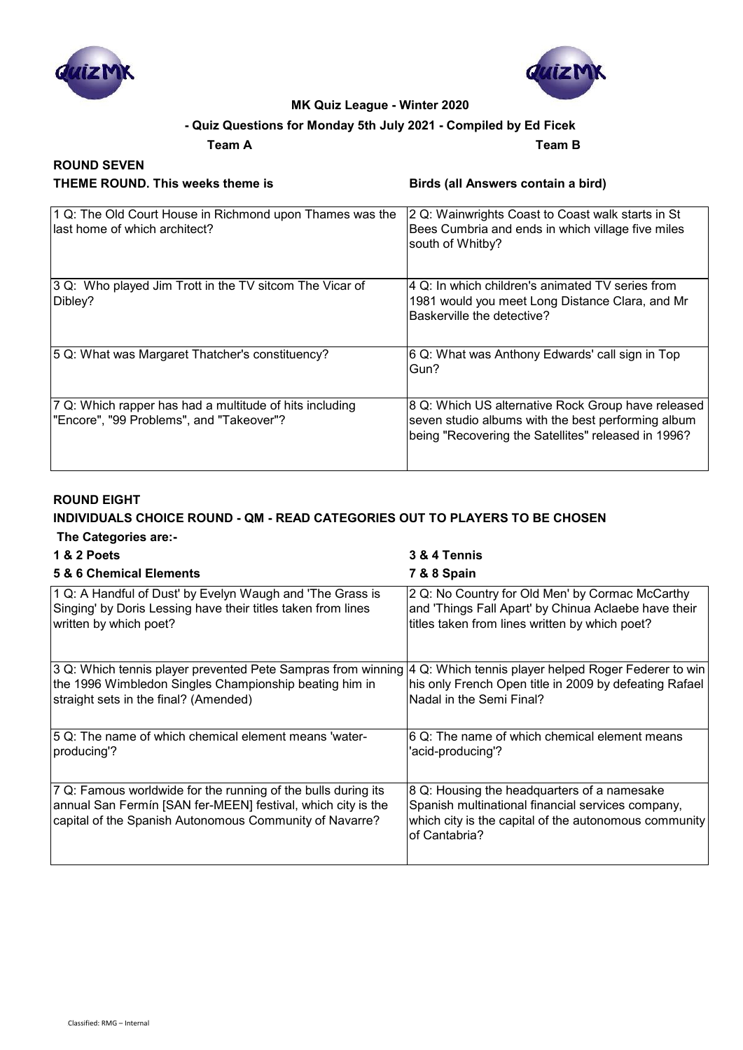**MK Quiz League - Winter 2020**

**- Quiz Questions for Monday 5th July 2021 - Compiled by Ed Ficek**

**Team A** **Team B**

## ROUND SEVEN

**THEME ROUND. This weeks theme is** **Birds (all Answers contain a bird)**

| Team A | Team B |
|---|---|
| 1 Q: The Old Court House in Richmond upon Thames was the last home of which architect? | 2 Q: Wainwrights Coast to Coast walk starts in St Bees Cumbria and ends in which village five miles south of Whitby? |
| 3 Q: Who played Jim Trott in the TV sitcom The Vicar of Dibley? | 4 Q: In which children's animated TV series from 1981 would you meet Long Distance Clara, and Mr Baskerville the detective? |
| 5 Q: What was Margaret Thatcher's constituency? | 6 Q: What was Anthony Edwards' call sign in Top Gun? |
| 7 Q: Which rapper has had a multitude of hits including "Encore", "99 Problems", and "Takeover"? | 8 Q: Which US alternative Rock Group have released seven studio albums with the best performing album being "Recovering the Satellites" released in 1996? |

## ROUND EIGHT

**INDIVIDUALS CHOICE ROUND - QM - READ CATEGORIES OUT TO PLAYERS TO BE CHOSEN**

**The Categories are:-**

**1 & 2 Poets** **3 & 4 Tennis**

**5 & 6 Chemical Elements** **7 & 8 Spain**

| Team A | Team B |
|---|---|
| 1 Q: A Handful of Dust' by Evelyn Waugh and 'The Grass is Singing' by Doris Lessing have their titles taken from lines written by which poet? | 2 Q: No Country for Old Men' by Cormac McCarthy and 'Things Fall Apart' by Chinua Aclaebe have their titles taken from lines written by which poet? |
| 3 Q: Which tennis player prevented Pete Sampras from winning the 1996 Wimbledon Singles Championship beating him in straight sets in the final? (Amended) | 4 Q: Which tennis player helped Roger Federer to win his only French Open title in 2009 by defeating Rafael Nadal in the Semi Final? |
| 5 Q: The name of which chemical element means 'water-producing'? | 6 Q: The name of which chemical element means 'acid-producing'? |
| 7 Q: Famous worldwide for the running of the bulls during its annual San Fermín [SAN fer-MEEN] festival, which city is the capital of the Spanish Autonomous Community of Navarre? | 8 Q: Housing the headquarters of a namesake Spanish multinational financial services company, which city is the capital of the autonomous community of Cantabria? |

Classified: RMG – Internal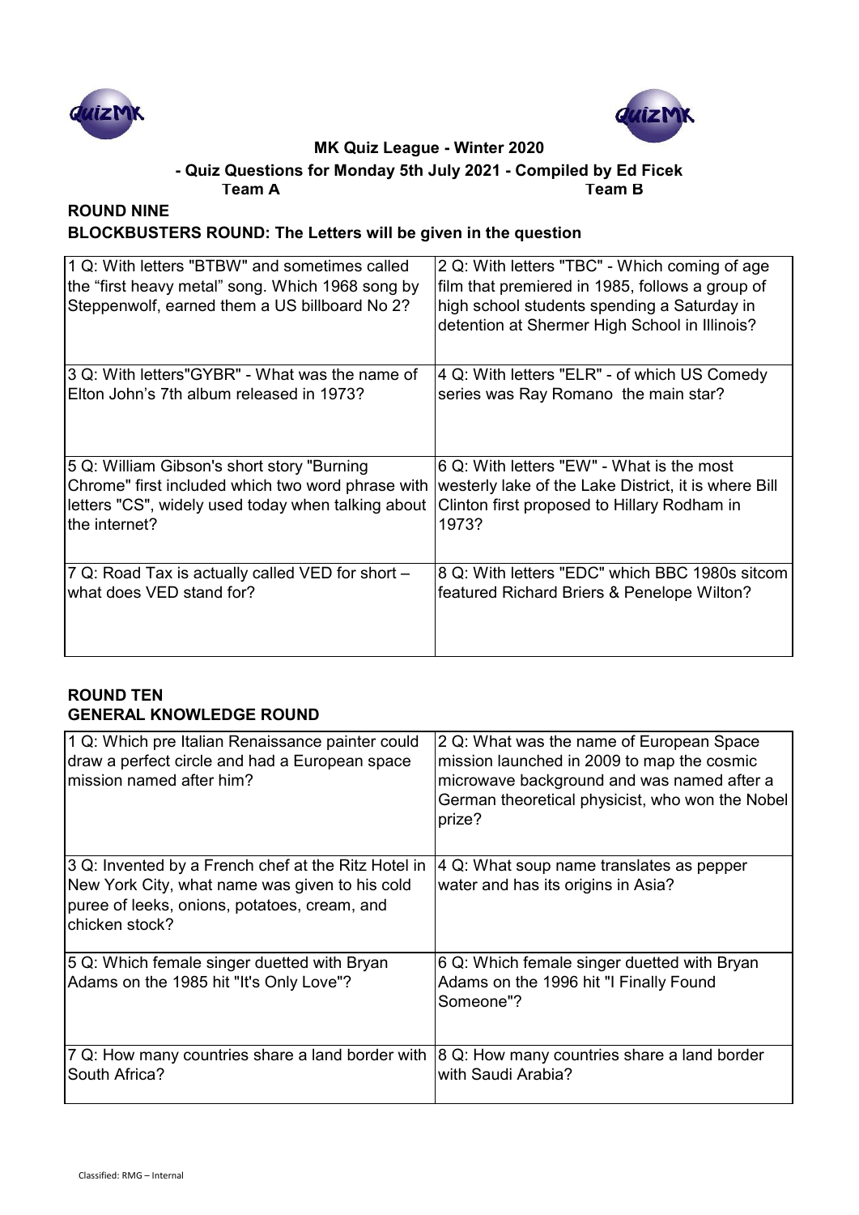**MK Quiz League - Winter 2020**

**- Quiz Questions for Monday 5th July 2021 - Compiled by Ed Ficek**

**Team A** **Team B**

## ROUND NINE

### BLOCKBUSTERS ROUND: The Letters will be given in the question

| Team A | Team B |
|---|---|
| 1 Q: With letters "BTBW" and sometimes called the "first heavy metal" song. Which 1968 song by Steppenwolf, earned them a US billboard No 2? | 2 Q: With letters "TBC" - Which coming of age film that premiered in 1985, follows a group of high school students spending a Saturday in detention at Shermer High School in Illinois? |
| 3 Q: With letters"GYBR" - What was the name of Elton John's 7th album released in 1973? | 4 Q: With letters "ELR" - of which US Comedy series was Ray Romano the main star? |
| 5 Q: William Gibson's short story "Burning Chrome" first included which two word phrase with letters "CS", widely used today when talking about the internet? | 6 Q: With letters "EW" - What is the most westerly lake of the Lake District, it is where Bill Clinton first proposed to Hillary Rodham in 1973? |
| 7 Q: Road Tax is actually called VED for short – what does VED stand for? | 8 Q: With letters "EDC" which BBC 1980s sitcom featured Richard Briers & Penelope Wilton? |

## ROUND TEN

### GENERAL KNOWLEDGE ROUND

| Team A | Team B |
|---|---|
| 1 Q: Which pre Italian Renaissance painter could draw a perfect circle and had a European space mission named after him? | 2 Q: What was the name of European Space mission launched in 2009 to map the cosmic microwave background and was named after a German theoretical physicist, who won the Nobel prize? |
| 3 Q: Invented by a French chef at the Ritz Hotel in New York City, what name was given to his cold puree of leeks, onions, potatoes, cream, and chicken stock? | 4 Q: What soup name translates as pepper water and has its origins in Asia? |
| 5 Q: Which female singer duetted with Bryan Adams on the 1985 hit "It's Only Love"? | 6 Q: Which female singer duetted with Bryan Adams on the 1996 hit "I Finally Found Someone"? |
| 7 Q: How many countries share a land border with South Africa? | 8 Q: How many countries share a land border with Saudi Arabia? |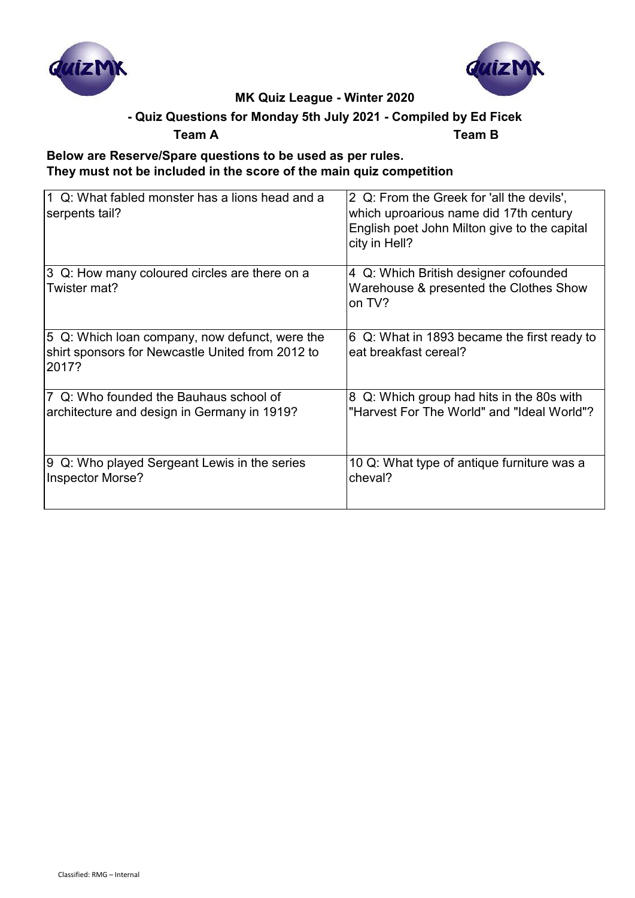**MK Quiz League - Winter 2020**

**- Quiz Questions for Monday 5th July 2021 - Compiled by Ed Ficek**

**Team A** **Team B**

**Below are Reserve/Spare questions to be used as per rules.**
**They must not be included in the score of the main quiz competition**

| | |
|---|---|
| 1 Q: What fabled monster has a lions head and a serpents tail? | 2 Q: From the Greek for 'all the devils', which uproarious name did 17th century English poet John Milton give to the capital city in Hell? |
| 3 Q: How many coloured circles are there on a Twister mat? | 4 Q: Which British designer cofounded Warehouse & presented the Clothes Show on TV? |
| 5 Q: Which loan company, now defunct, were the shirt sponsors for Newcastle United from 2012 to 2017? | 6 Q: What in 1893 became the first ready to eat breakfast cereal? |
| 7 Q: Who founded the Bauhaus school of architecture and design in Germany in 1919? | 8 Q: Which group had hits in the 80s with "Harvest For The World" and "Ideal World"? |
| 9 Q: Who played Sergeant Lewis in the series Inspector Morse? | 10 Q: What type of antique furniture was a cheval? |

Classified: RMG – Internal